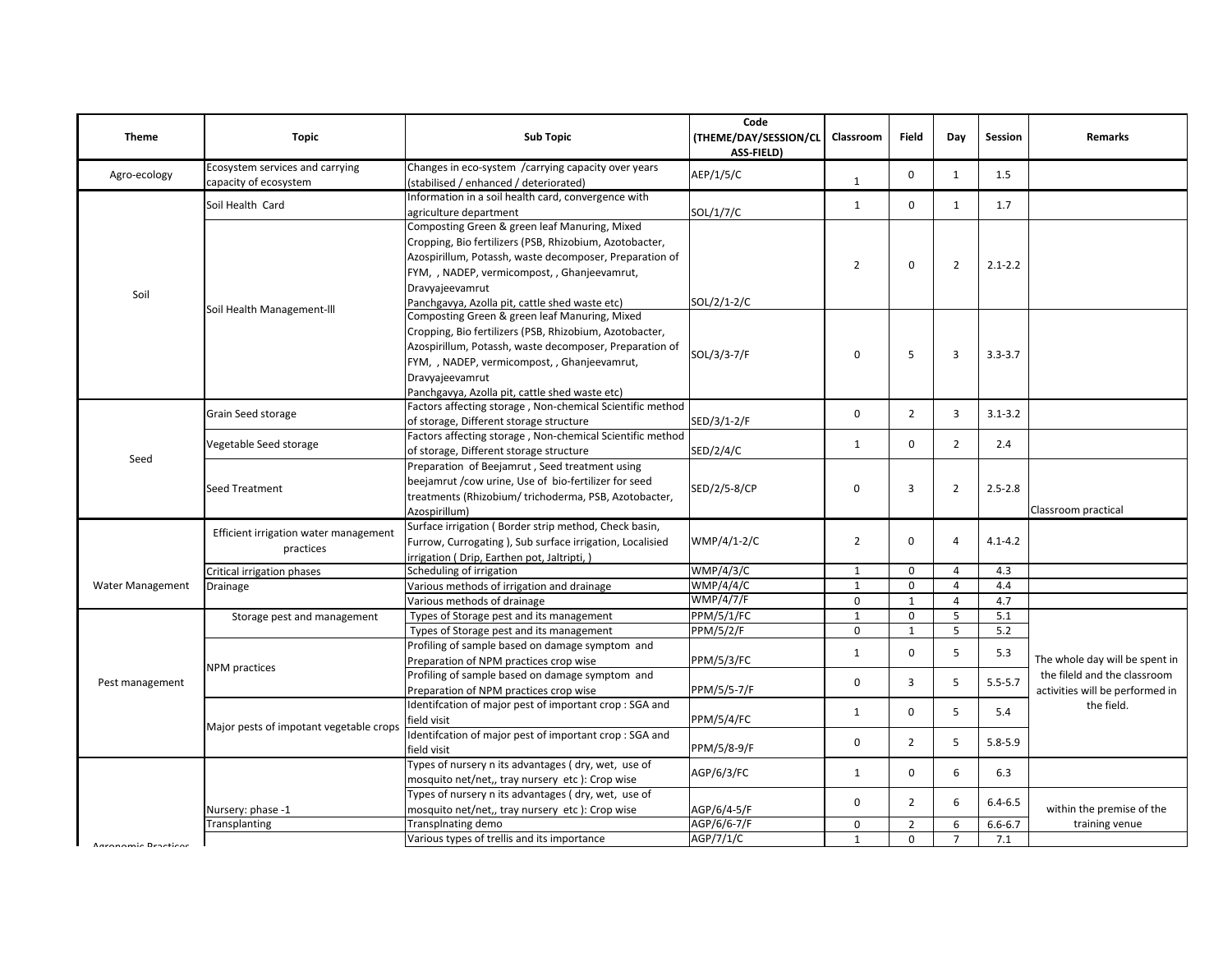| Theme | Topic | Sub Topic | Code (THEME/DAY/SESSION/CLASS-FIELD) | Classroom | Field | Day | Session | Remarks |
|---|---|---|---|---|---|---|---|---|
| Agro-ecology | Ecosystem services and carrying capacity of ecosystem | Changes in eco-system /carrying capacity over years (stabilised / enhanced / deteriorated) | AEP/1/5/C | 1 | 0 | 1 | 1.5 | |
| Soil | Soil Health Card | Information in a soil health card, convergence with agriculture department | SOL/1/7/C | 1 | 0 | 1 | 1.7 | |
| | Soil Health Management-lll | Composting Green & green leaf Manuring, Mixed Cropping, Bio fertilizers (PSB, Rhizobium, Azotobacter, Azospirillum, Potassh, waste decomposer, Preparation of FYM, , NADEP, vermicompost, , Ghanjeevamrut, Dravyajeevamrut Panchgavya, Azolla pit, cattle shed waste etc) | SOL/2/1-2/C | 2 | 0 | 2 | 2.1-2.2 | |
| | | Composting Green & green leaf Manuring, Mixed Cropping, Bio fertilizers (PSB, Rhizobium, Azotobacter, Azospirillum, Potassh, waste decomposer, Preparation of FYM, , NADEP, vermicompost, , Ghanjeevamrut, Dravyajeevamrut Panchgavya, Azolla pit, cattle shed waste etc) | SOL/3/3-7/F | 0 | 5 | 3 | 3.3-3.7 | |
| Seed | Grain Seed storage | Factors affecting storage , Non-chemical Scientific method of storage, Different storage structure | SED/3/1-2/F | 0 | 2 | 3 | 3.1-3.2 | |
| | Vegetable Seed storage | Factors affecting storage , Non-chemical Scientific method of storage, Different storage structure | SED/2/4/C | 1 | 0 | 2 | 2.4 | |
| | Seed Treatment | Preparation of Beejamrut , Seed treatment using beejamrut /cow urine, Use of bio-fertilizer for seed treatments (Rhizobium/ trichoderma, PSB, Azotobacter, Azospirillum) | SED/2/5-8/CP | 0 | 3 | 2 | 2.5-2.8 | Classroom practical |
| Water Management | Efficient irrigation water management practices | Surface irrigation ( Border strip method, Check basin, Furrow, Currogating ), Sub surface irrigation, Localisied irrigation ( Drip, Earthen pot, Jaltripti, ) | WMP/4/1-2/C | 2 | 0 | 4 | 4.1-4.2 | |
| | Critical irrigation phases | Scheduling of irrigation | WMP/4/3/C | 1 | 0 | 4 | 4.3 | |
| | Drainage | Various methods of irrigation and drainage | WMP/4/4/C | 1 | 0 | 4 | 4.4 | |
| | | Various methods of drainage | WMP/4/7/F | 0 | 1 | 4 | 4.7 | |
| Pest management | Storage pest and management | Types of Storage pest and its management | PPM/5/1/FC | 1 | 0 | 5 | 5.1 | The whole day will be spent in the fileld and the classroom activities will be performed in the field. |
| | | Types of Storage pest and its management | PPM/5/2/F | 0 | 1 | 5 | 5.2 | |
| | NPM practices | Profiling of sample based on damage symptom and Preparation of NPM practices crop wise | PPM/5/3/FC | 1 | 0 | 5 | 5.3 | |
| | | Profiling of sample based on damage symptom and Preparation of NPM practices crop wise | PPM/5/5-7/F | 0 | 3 | 5 | 5.5-5.7 | |
| | Major pests of impotant vegetable crops | Identifcation of major pest of important crop : SGA and field visit | PPM/5/4/FC | 1 | 0 | 5 | 5.4 | |
| | | Identifcation of major pest of important crop : SGA and field visit | PPM/5/8-9/F | 0 | 2 | 5 | 5.8-5.9 | |
| Agronomic Practices | Nursery: phase -1 | Types of nursery n its advantages ( dry, wet, use of mosquito net/net,, tray nursery etc ): Crop wise | AGP/6/3/FC | 1 | 0 | 6 | 6.3 | |
| | | Types of nursery n its advantages ( dry, wet, use of mosquito net/net,, tray nursery etc ): Crop wise | AGP/6/4-5/F | 0 | 2 | 6 | 6.4-6.5 | within the premise of the training venue |
| | Transplanting | Transplnating demo | AGP/6/6-7/F | 0 | 2 | 6 | 6.6-6.7 | |
| | | Various types of trellis and its importance | AGP/7/1/C | 1 | 0 | 7 | 7.1 | |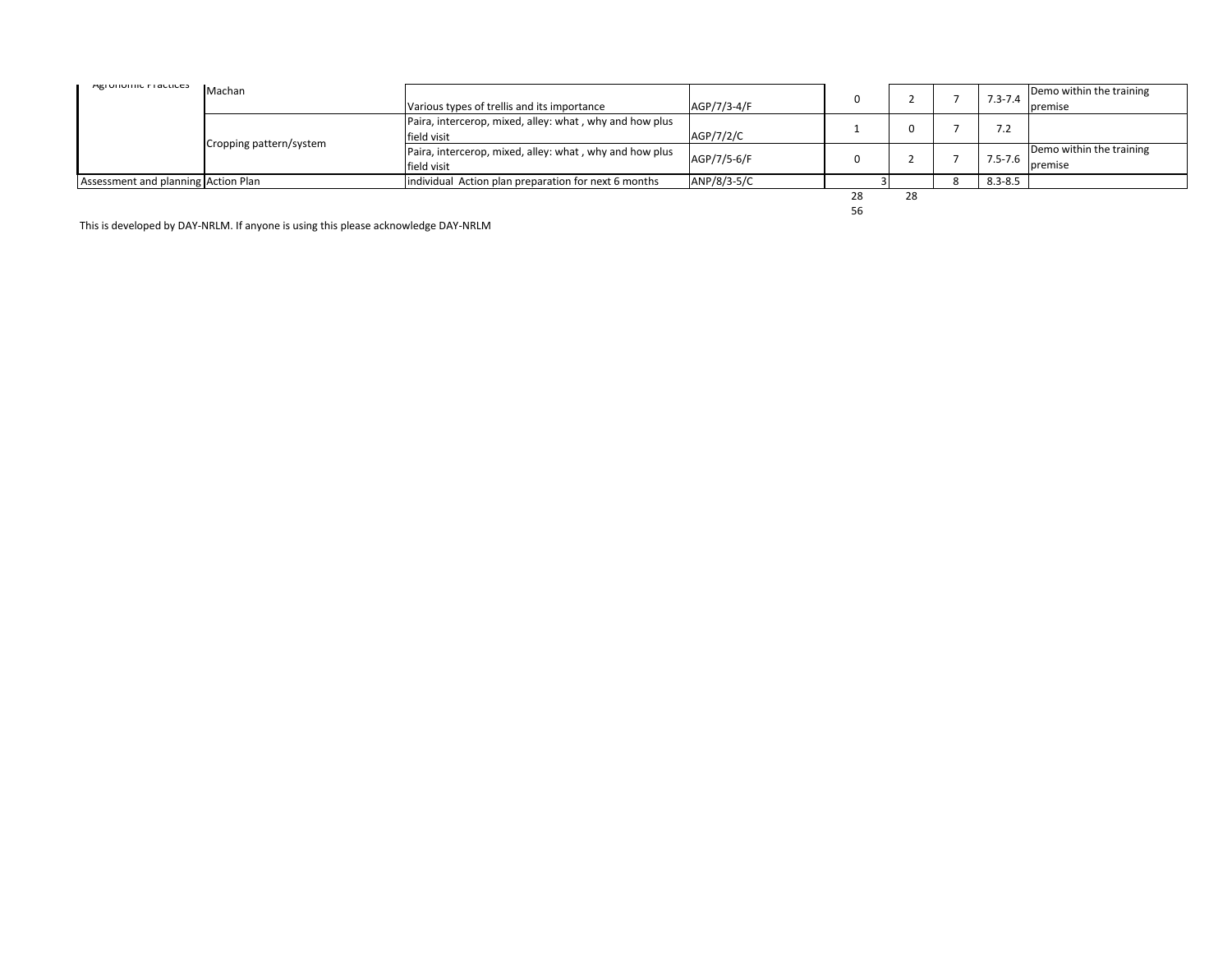| | | | | | | | | |
|---|---|---|---|---|---|---|---|---|
| Agronomic Practices | Machan | Various types of trellis and its importance | AGP/7/3-4/F | 0 | 2 | 7 | 7.3-7.4 | Demo within the training premise |
| | Cropping pattern/system | Paira, intercerop, mixed, alley: what , why and how plus field visit | AGP/7/2/C | 1 | 0 | 7 | 7.2 | |
| | | Paira, intercerop, mixed, alley: what , why and how plus field visit | AGP/7/5-6/F | 0 | 2 | 7 | 7.5-7.6 | Demo within the training premise |
| Assessment and planning | Action Plan | individual Action plan preparation for next 6 months | ANP/8/3-5/C | 3 | | 8 | 8.3-8.5 | |
| | | | | 28 | 28 | | | |
| | | | | 56 | | | | |

This is developed by DAY-NRLM. If anyone is using this please acknowledge DAY-NRLM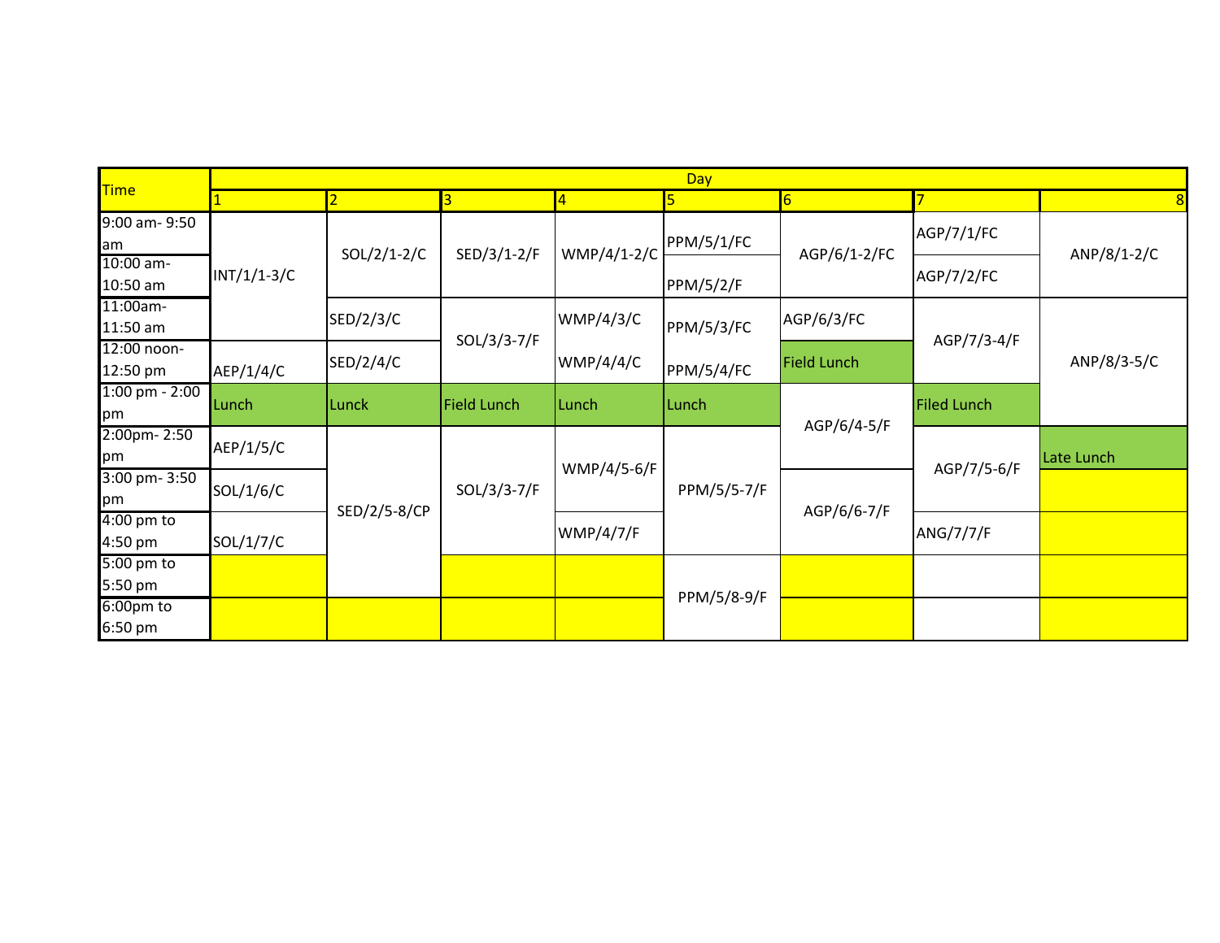| Time | Day | | | | | | | |
|---|---|---|---|---|---|---|---|---|
| | 1 | 2 | 3 | 4 | 5 | 6 | 7 | 8 |
| 9:00 am- 9:50 am | INT/1/1-3/C | SOL/2/1-2/C | SED/3/1-2/F | WMP/4/1-2/C | PPM/5/1/FC | AGP/6/1-2/FC | AGP/7/1/FC | ANP/8/1-2/C |
| 10:00 am- 10:50 am | | | | | PPM/5/2/F | | AGP/7/2/FC | |
| 11:00am- 11:50 am | | SED/2/3/C | SOL/3/3-7/F | WMP/4/3/C | PPM/5/3/FC | AGP/6/3/FC | AGP/7/3-4/F | ANP/8/3-5/C |
| 12:00 noon- 12:50 pm | AEP/1/4/C | SED/2/4/C | | WMP/4/4/C | PPM/5/4/FC | Field Lunch | | |
| 1:00 pm - 2:00 pm | Lunch | Lunck | Field Lunch | Lunch | Lunch | AGP/6/4-5/F | Filed Lunch | |
| 2:00pm- 2:50 pm | AEP/1/5/C | SED/2/5-8/CP | SOL/3/3-7/F | WMP/4/5-6/F | PPM/5/5-7/F | | AGP/7/5-6/F | Late Lunch |
| 3:00 pm- 3:50 pm | SOL/1/6/C | | | | | AGP/6/6-7/F | | |
| 4:00 pm to 4:50 pm | SOL/1/7/C | | | WMP/4/7/F | | | ANG/7/7/F | |
| 5:00 pm to 5:50 pm | | | | | PPM/5/8-9/F | | | |
| 6:00pm to 6:50 pm | | | | | | | | |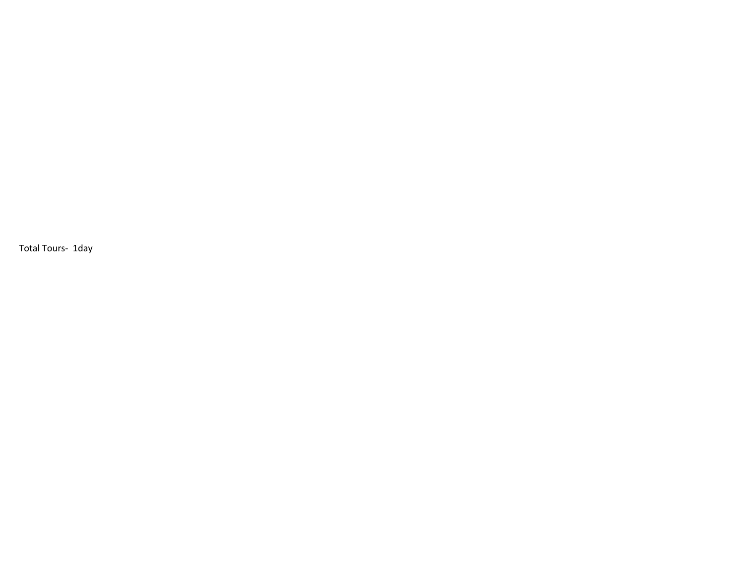Total Tours-  1day